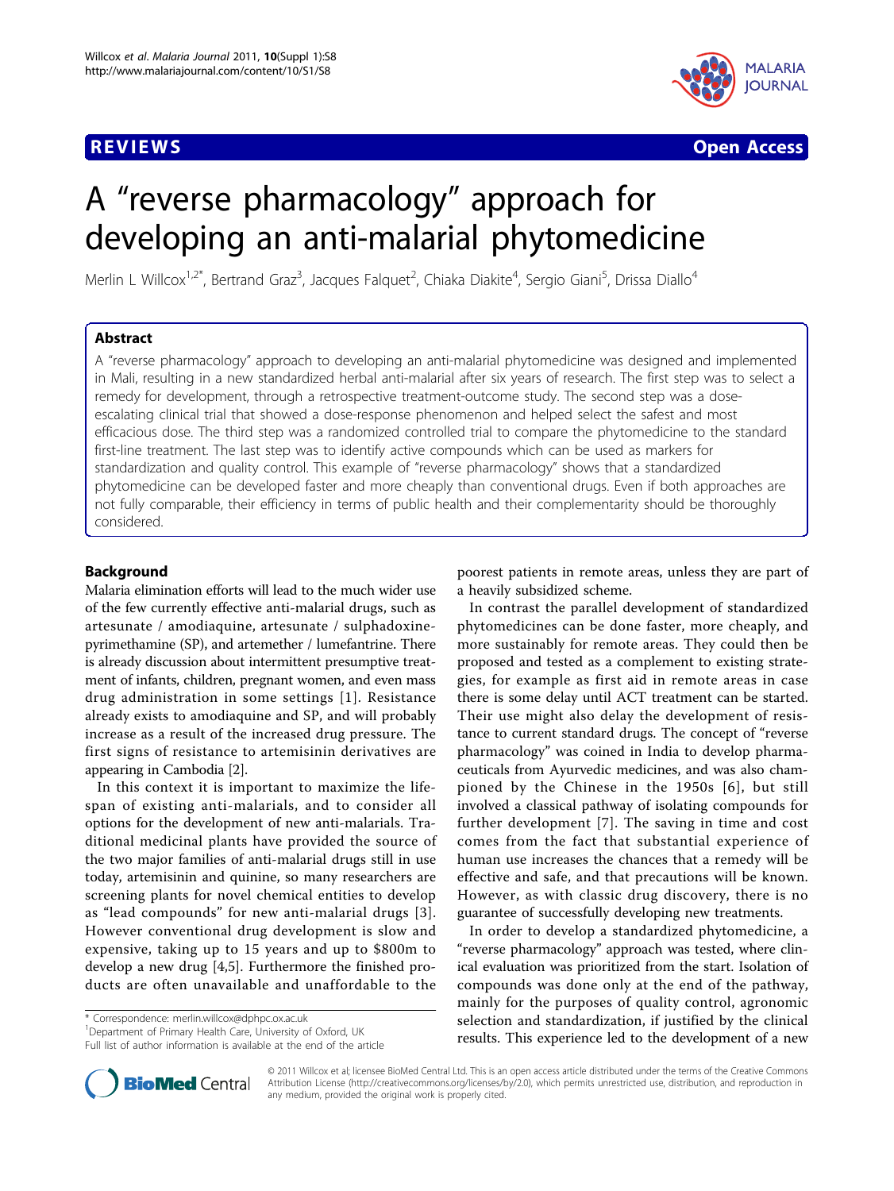REVIEWS Open Access

# A "reverse pharmacology" approach for developing an anti-malarial phytomedicine

Merlin L Willcox[1,2*], Bertrand Graz[3], Jacques Falquet[2], Chiaka Diakite[4], Sergio Giani[5], Drissa Diallo[4]

## Abstract

A "reverse pharmacology" approach to developing an anti-malarial phytomedicine was designed and implemented in Mali, resulting in a new standardized herbal anti-malarial after six years of research. The first step was to select a remedy for development, through a retrospective treatment-outcome study. The second step was a dose-escalating clinical trial that showed a dose-response phenomenon and helped select the safest and most efficacious dose. The third step was a randomized controlled trial to compare the phytomedicine to the standard first-line treatment. The last step was to identify active compounds which can be used as markers for standardization and quality control. This example of "reverse pharmacology" shows that a standardized phytomedicine can be developed faster and more cheaply than conventional drugs. Even if both approaches are not fully comparable, their efficiency in terms of public health and their complementarity should be thoroughly considered.

## Background

Malaria elimination efforts will lead to the much wider use of the few currently effective anti-malarial drugs, such as artesunate / amodiaquine, artesunate / sulphadoxine-pyrimethamine (SP), and artemether / lumefantrine. There is already discussion about intermittent presumptive treatment of infants, children, pregnant women, and even mass drug administration in some settings [1]. Resistance already exists to amodiaquine and SP, and will probably increase as a result of the increased drug pressure. The first signs of resistance to artemisinin derivatives are appearing in Cambodia [2].

In this context it is important to maximize the lifespan of existing anti-malarials, and to consider all options for the development of new anti-malarials. Traditional medicinal plants have provided the source of the two major families of anti-malarial drugs still in use today, artemisinin and quinine, so many researchers are screening plants for novel chemical entities to develop as "lead compounds" for new anti-malarial drugs [3]. However conventional drug development is slow and expensive, taking up to 15 years and up to \$800m to develop a new drug [4,5]. Furthermore the finished products are often unavailable and unaffordable to the poorest patients in remote areas, unless they are part of a heavily subsidized scheme.

In contrast the parallel development of standardized phytomedicines can be done faster, more cheaply, and more sustainably for remote areas. They could then be proposed and tested as a complement to existing strategies, for example as first aid in remote areas in case there is some delay until ACT treatment can be started. Their use might also delay the development of resistance to current standard drugs. The concept of "reverse pharmacology" was coined in India to develop pharmaceuticals from Ayurvedic medicines, and was also championed by the Chinese in the 1950s [6], but still involved a classical pathway of isolating compounds for further development [7]. The saving in time and cost comes from the fact that substantial experience of human use increases the chances that a remedy will be effective and safe, and that precautions will be known. However, as with classic drug discovery, there is no guarantee of successfully developing new treatments.

In order to develop a standardized phytomedicine, a "reverse pharmacology" approach was tested, where clinical evaluation was prioritized from the start. Isolation of compounds was done only at the end of the pathway, mainly for the purposes of quality control, agronomic selection and standardization, if justified by the clinical results. This experience led to the development of a new

\* Correspondence: merlin.willcox@dphpc.ox.ac.uk
[1]Department of Primary Health Care, University of Oxford, UK
Full list of author information is available at the end of the article

© 2011 Willcox et al; licensee BioMed Central Ltd. This is an open access article distributed under the terms of the Creative Commons Attribution License (http://creativecommons.org/licenses/by/2.0), which permits unrestricted use, distribution, and reproduction in any medium, provided the original work is properly cited.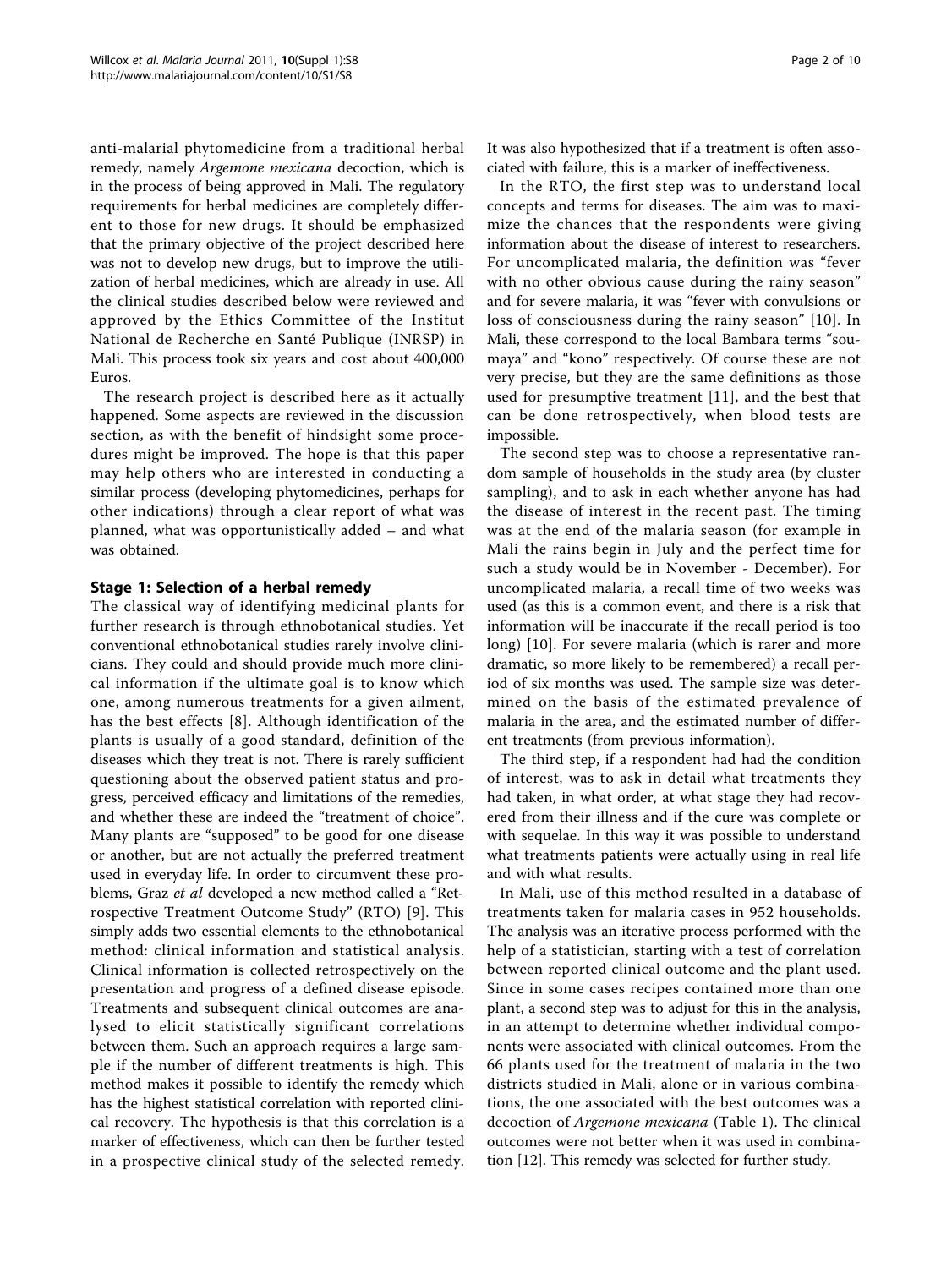anti-malarial phytomedicine from a traditional herbal remedy, namely *Argemone mexicana* decoction, which is in the process of being approved in Mali. The regulatory requirements for herbal medicines are completely different to those for new drugs. It should be emphasized that the primary objective of the project described here was not to develop new drugs, but to improve the utilization of herbal medicines, which are already in use. All the clinical studies described below were reviewed and approved by the Ethics Committee of the Institut National de Recherche en Santé Publique (INRSP) in Mali. This process took six years and cost about 400,000 Euros.

The research project is described here as it actually happened. Some aspects are reviewed in the discussion section, as with the benefit of hindsight some procedures might be improved. The hope is that this paper may help others who are interested in conducting a similar process (developing phytomedicines, perhaps for other indications) through a clear report of what was planned, what was opportunistically added – and what was obtained.

## Stage 1: Selection of a herbal remedy

The classical way of identifying medicinal plants for further research is through ethnobotanical studies. Yet conventional ethnobotanical studies rarely involve clinicians. They could and should provide much more clinical information if the ultimate goal is to know which one, among numerous treatments for a given ailment, has the best effects [8]. Although identification of the plants is usually of a good standard, definition of the diseases which they treat is not. There is rarely sufficient questioning about the observed patient status and progress, perceived efficacy and limitations of the remedies, and whether these are indeed the "treatment of choice". Many plants are "supposed" to be good for one disease or another, but are not actually the preferred treatment used in everyday life. In order to circumvent these problems, Graz *et al* developed a new method called a "Retrospective Treatment Outcome Study" (RTO) [9]. This simply adds two essential elements to the ethnobotanical method: clinical information and statistical analysis. Clinical information is collected retrospectively on the presentation and progress of a defined disease episode. Treatments and subsequent clinical outcomes are analysed to elicit statistically significant correlations between them. Such an approach requires a large sample if the number of different treatments is high. This method makes it possible to identify the remedy which has the highest statistical correlation with reported clinical recovery. The hypothesis is that this correlation is a marker of effectiveness, which can then be further tested in a prospective clinical study of the selected remedy. It was also hypothesized that if a treatment is often associated with failure, this is a marker of ineffectiveness.

In the RTO, the first step was to understand local concepts and terms for diseases. The aim was to maximize the chances that the respondents were giving information about the disease of interest to researchers. For uncomplicated malaria, the definition was "fever with no other obvious cause during the rainy season" and for severe malaria, it was "fever with convulsions or loss of consciousness during the rainy season" [10]. In Mali, these correspond to the local Bambara terms "soumaya" and "kono" respectively. Of course these are not very precise, but they are the same definitions as those used for presumptive treatment [11], and the best that can be done retrospectively, when blood tests are impossible.

The second step was to choose a representative random sample of households in the study area (by cluster sampling), and to ask in each whether anyone has had the disease of interest in the recent past. The timing was at the end of the malaria season (for example in Mali the rains begin in July and the perfect time for such a study would be in November - December). For uncomplicated malaria, a recall time of two weeks was used (as this is a common event, and there is a risk that information will be inaccurate if the recall period is too long) [10]. For severe malaria (which is rarer and more dramatic, so more likely to be remembered) a recall period of six months was used. The sample size was determined on the basis of the estimated prevalence of malaria in the area, and the estimated number of different treatments (from previous information).

The third step, if a respondent had had the condition of interest, was to ask in detail what treatments they had taken, in what order, at what stage they had recovered from their illness and if the cure was complete or with sequelae. In this way it was possible to understand what treatments patients were actually using in real life and with what results.

In Mali, use of this method resulted in a database of treatments taken for malaria cases in 952 households. The analysis was an iterative process performed with the help of a statistician, starting with a test of correlation between reported clinical outcome and the plant used. Since in some cases recipes contained more than one plant, a second step was to adjust for this in the analysis, in an attempt to determine whether individual components were associated with clinical outcomes. From the 66 plants used for the treatment of malaria in the two districts studied in Mali, alone or in various combinations, the one associated with the best outcomes was a decoction of *Argemone mexicana* (Table 1). The clinical outcomes were not better when it was used in combination [12]. This remedy was selected for further study.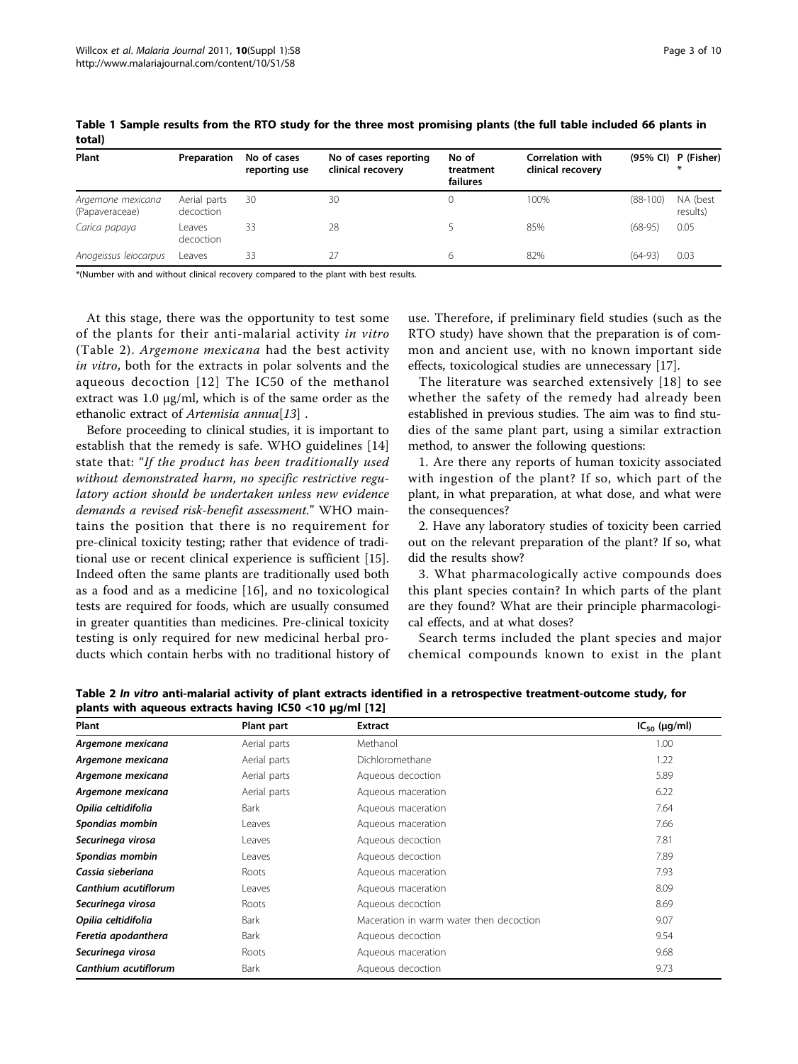**Table 1 Sample results from the RTO study for the three most promising plants (the full table included 66 plants in total)**

| Plant | Preparation | No of cases reporting use | No of cases reporting clinical recovery | No of treatment failures | Correlation with clinical recovery | (95% CI) | P (Fisher) * |
|---|---|---|---|---|---|---|---|
| *Argemone mexicana* (Papaveraceae) | Aerial parts decoction | 30 | 30 | 0 | 100% | (88-100) | NA (best results) |
| *Carica papaya* | Leaves decoction | 33 | 28 | 5 | 85% | (68-95) | 0.05 |
| *Anogeissus leiocarpus* | Leaves | 33 | 27 | 6 | 82% | (64-93) | 0.03 |

*(Number with and without clinical recovery compared to the plant with best results.

At this stage, there was the opportunity to test some of the plants for their anti-malarial activity *in vitro* (Table 2). *Argemone mexicana* had the best activity *in vitro*, both for the extracts in polar solvents and the aqueous decoction [12] The IC50 of the methanol extract was 1.0 μg/ml, which is of the same order as the ethanolic extract of *Artemisia annua*[13] .

Before proceeding to clinical studies, it is important to establish that the remedy is safe. WHO guidelines [14] state that: "*If the product has been traditionally used without demonstrated harm, no specific restrictive regulatory action should be undertaken unless new evidence demands a revised risk-benefit assessment.*" WHO maintains the position that there is no requirement for pre-clinical toxicity testing; rather that evidence of traditional use or recent clinical experience is sufficient [15]. Indeed often the same plants are traditionally used both as a food and as a medicine [16], and no toxicological tests are required for foods, which are usually consumed in greater quantities than medicines. Pre-clinical toxicity testing is only required for new medicinal herbal products which contain herbs with no traditional history of use. Therefore, if preliminary field studies (such as the RTO study) have shown that the preparation is of common and ancient use, with no known important side effects, toxicological studies are unnecessary [17].

The literature was searched extensively [18] to see whether the safety of the remedy had already been established in previous studies. The aim was to find studies of the same plant part, using a similar extraction method, to answer the following questions:

1. Are there any reports of human toxicity associated with ingestion of the plant? If so, which part of the plant, in what preparation, at what dose, and what were the consequences?

2. Have any laboratory studies of toxicity been carried out on the relevant preparation of the plant? If so, what did the results show?

3. What pharmacologically active compounds does this plant species contain? In which parts of the plant are they found? What are their principle pharmacological effects, and at what doses?

Search terms included the plant species and major chemical compounds known to exist in the plant

**Table 2 *In vitro* anti-malarial activity of plant extracts identified in a retrospective treatment-outcome study, for plants with aqueous extracts having IC50 <10 μg/ml [12]**

| Plant | Plant part | Extract | $IC_{50}$ (μg/ml) |
|---|---|---|---|
| ***Argemone mexicana*** | Aerial parts | Methanol | 1.00 |
| ***Argemone mexicana*** | Aerial parts | Dichloromethane | 1.22 |
| ***Argemone mexicana*** | Aerial parts | Aqueous decoction | 5.89 |
| ***Argemone mexicana*** | Aerial parts | Aqueous maceration | 6.22 |
| ***Opilia celtidifolia*** | Bark | Aqueous maceration | 7.64 |
| ***Spondias mombin*** | Leaves | Aqueous maceration | 7.66 |
| ***Securinega virosa*** | Leaves | Aqueous decoction | 7.81 |
| ***Spondias mombin*** | Leaves | Aqueous decoction | 7.89 |
| ***Cassia sieberiana*** | Roots | Aqueous maceration | 7.93 |
| ***Canthium acutiflorum*** | Leaves | Aqueous maceration | 8.09 |
| ***Securinega virosa*** | Roots | Aqueous decoction | 8.69 |
| ***Opilia celtidifolia*** | Bark | Maceration in warm water then decoction | 9.07 |
| ***Feretia apodanthera*** | Bark | Aqueous decoction | 9.54 |
| ***Securinega virosa*** | Roots | Aqueous maceration | 9.68 |
| ***Canthium acutiflorum*** | Bark | Aqueous decoction | 9.73 |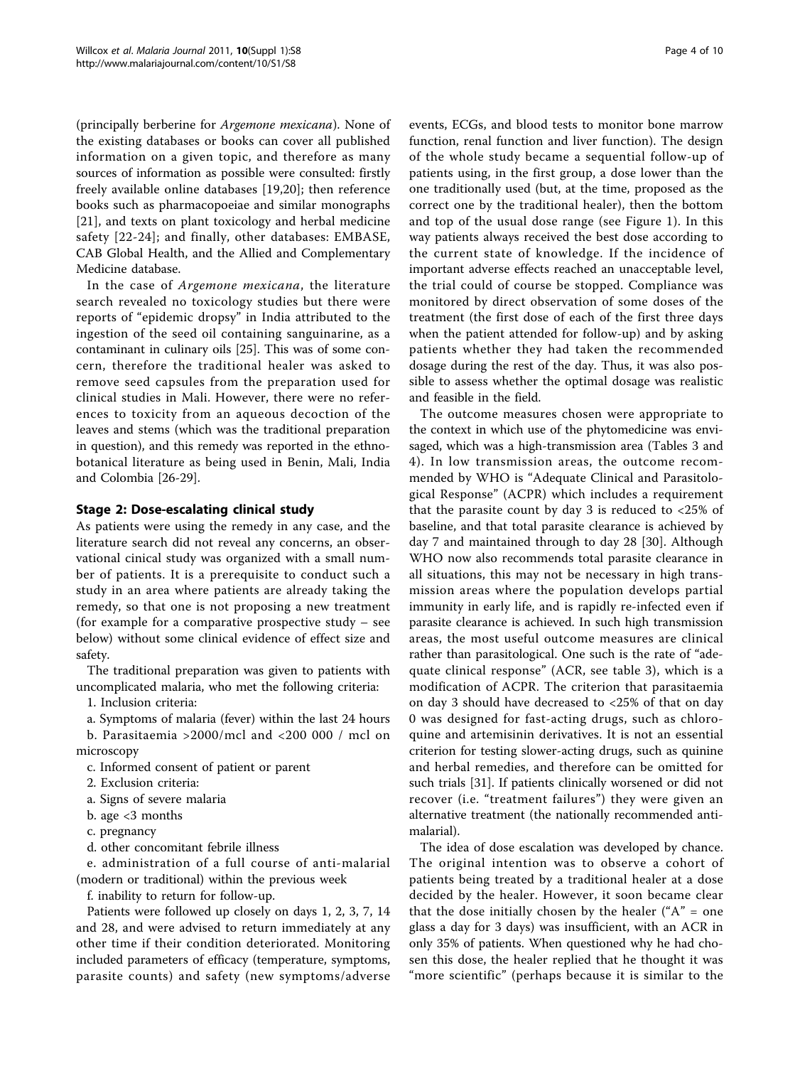(principally berberine for *Argemone mexicana*). None of the existing databases or books can cover all published information on a given topic, and therefore as many sources of information as possible were consulted: firstly freely available online databases [19,20]; then reference books such as pharmacopoeiae and similar monographs [21], and texts on plant toxicology and herbal medicine safety [22-24]; and finally, other databases: EMBASE, CAB Global Health, and the Allied and Complementary Medicine database.

In the case of *Argemone mexicana*, the literature search revealed no toxicology studies but there were reports of "epidemic dropsy" in India attributed to the ingestion of the seed oil containing sanguinarine, as a contaminant in culinary oils [25]. This was of some concern, therefore the traditional healer was asked to remove seed capsules from the preparation used for clinical studies in Mali. However, there were no references to toxicity from an aqueous decoction of the leaves and stems (which was the traditional preparation in question), and this remedy was reported in the ethnobotanical literature as being used in Benin, Mali, India and Colombia [26-29].

## Stage 2: Dose-escalating clinical study

As patients were using the remedy in any case, and the literature search did not reveal any concerns, an observational cinical study was organized with a small number of patients. It is a prerequisite to conduct such a study in an area where patients are already taking the remedy, so that one is not proposing a new treatment (for example for a comparative prospective study – see below) without some clinical evidence of effect size and safety.

The traditional preparation was given to patients with uncomplicated malaria, who met the following criteria:

1. Inclusion criteria:
   a. Symptoms of malaria (fever) within the last 24 hours
   b. Parasitaemia >2000/mcl and <200 000 / mcl on microscopy
   c. Informed consent of patient or parent
2. Exclusion criteria:
   a. Signs of severe malaria
   b. age <3 months
   c. pregnancy
   d. other concomitant febrile illness
   e. administration of a full course of anti-malarial (modern or traditional) within the previous week
   f. inability to return for follow-up.

Patients were followed up closely on days 1, 2, 3, 7, 14 and 28, and were advised to return immediately at any other time if their condition deteriorated. Monitoring included parameters of efficacy (temperature, symptoms, parasite counts) and safety (new symptoms/adverse events, ECGs, and blood tests to monitor bone marrow function, renal function and liver function). The design of the whole study became a sequential follow-up of patients using, in the first group, a dose lower than the one traditionally used (but, at the time, proposed as the correct one by the traditional healer), then the bottom and top of the usual dose range (see Figure 1). In this way patients always received the best dose according to the current state of knowledge. If the incidence of important adverse effects reached an unacceptable level, the trial could of course be stopped. Compliance was monitored by direct observation of some doses of the treatment (the first dose of each of the first three days when the patient attended for follow-up) and by asking patients whether they had taken the recommended dosage during the rest of the day. Thus, it was also possible to assess whether the optimal dosage was realistic and feasible in the field.

The outcome measures chosen were appropriate to the context in which use of the phytomedicine was envisaged, which was a high-transmission area (Tables 3 and 4). In low transmission areas, the outcome recommended by WHO is "Adequate Clinical and Parasitological Response" (ACPR) which includes a requirement that the parasite count by day 3 is reduced to <25% of baseline, and that total parasite clearance is achieved by day 7 and maintained through to day 28 [30]. Although WHO now also recommends total parasite clearance in all situations, this may not be necessary in high transmission areas where the population develops partial immunity in early life, and is rapidly re-infected even if parasite clearance is achieved. In such high transmission areas, the most useful outcome measures are clinical rather than parasitological. One such is the rate of "adequate clinical response" (ACR, see table 3), which is a modification of ACPR. The criterion that parasitaemia on day 3 should have decreased to <25% of that on day 0 was designed for fast-acting drugs, such as chloroquine and artemisinin derivatives. It is not an essential criterion for testing slower-acting drugs, such as quinine and herbal remedies, and therefore can be omitted for such trials [31]. If patients clinically worsened or did not recover (i.e. "treatment failures") they were given an alternative treatment (the nationally recommended antimalarial).

The idea of dose escalation was developed by chance. The original intention was to observe a cohort of patients being treated by a traditional healer at a dose decided by the healer. However, it soon became clear that the dose initially chosen by the healer ("A" = one glass a day for 3 days) was insufficient, with an ACR in only 35% of patients. When questioned why he had chosen this dose, the healer replied that he thought it was "more scientific" (perhaps because it is similar to the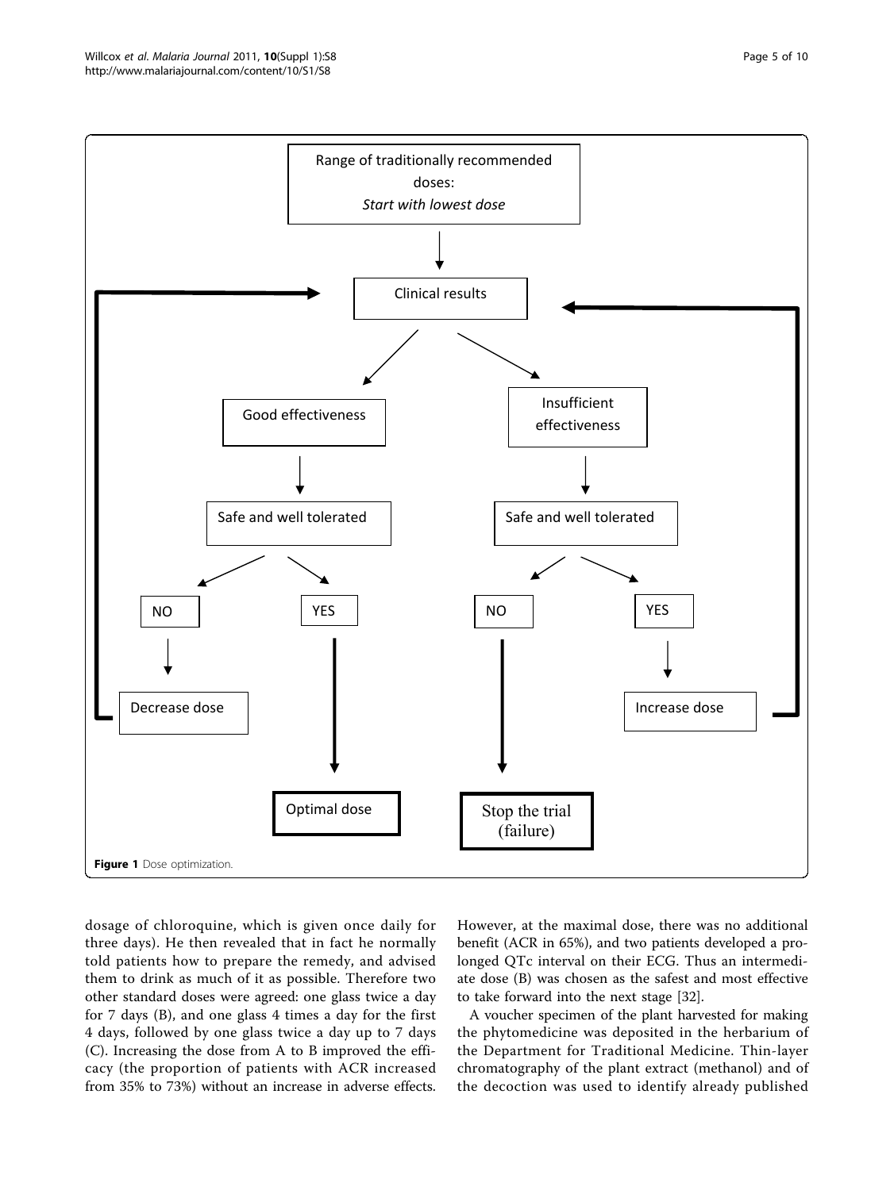Range of traditionally recommended doses:
*Start with lowest dose*

Clinical results

Good effectiveness → Safe and well tolerated → NO → Decrease dose → (back to Clinical results)

Good effectiveness → Safe and well tolerated → YES → Optimal dose

Insufficient effectiveness → Safe and well tolerated → NO → Stop the trial (failure)

Insufficient effectiveness → Safe and well tolerated → YES → Increase dose → (back to Clinical results)

**Figure 1** Dose optimization.

dosage of chloroquine, which is given once daily for three days). He then revealed that in fact he normally told patients how to prepare the remedy, and advised them to drink as much of it as possible. Therefore two other standard doses were agreed: one glass twice a day for 7 days (B), and one glass 4 times a day for the first 4 days, followed by one glass twice a day up to 7 days (C). Increasing the dose from A to B improved the efficacy (the proportion of patients with ACR increased from 35% to 73%) without an increase in adverse effects. However, at the maximal dose, there was no additional benefit (ACR in 65%), and two patients developed a prolonged QTc interval on their ECG. Thus an intermediate dose (B) was chosen as the safest and most effective to take forward into the next stage [32].

A voucher specimen of the plant harvested for making the phytomedicine was deposited in the herbarium of the Department for Traditional Medicine. Thin-layer chromatography of the plant extract (methanol) and of the decoction was used to identify already published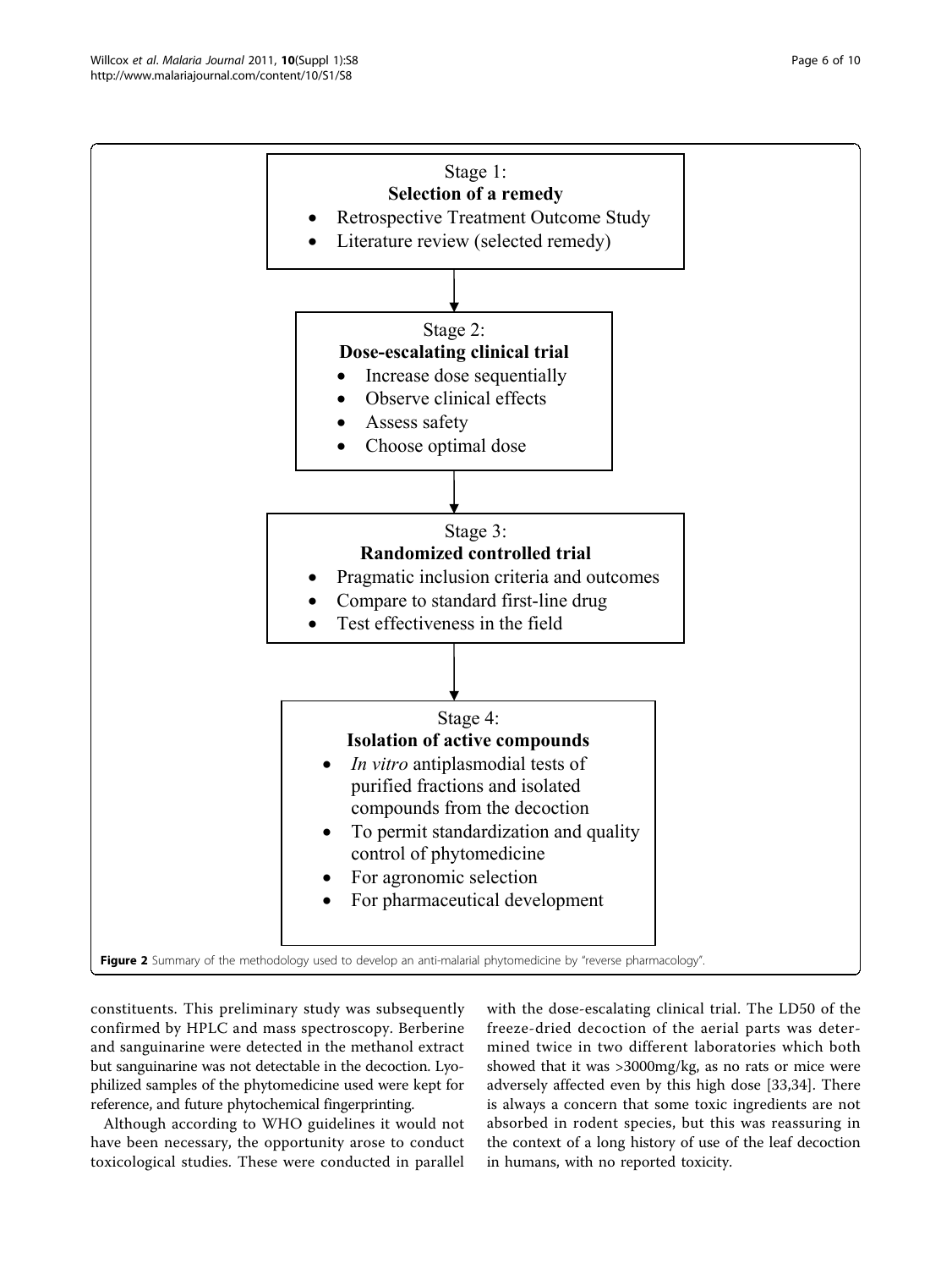Stage 1:
**Selection of a remedy**

- Retrospective Treatment Outcome Study
- Literature review (selected remedy)

Stage 2:
**Dose-escalating clinical trial**

- Increase dose sequentially
- Observe clinical effects
- Assess safety
- Choose optimal dose

Stage 3:
**Randomized controlled trial**

- Pragmatic inclusion criteria and outcomes
- Compare to standard first-line drug
- Test effectiveness in the field

Stage 4:
**Isolation of active compounds**

- *In vitro* antiplasmodial tests of purified fractions and isolated compounds from the decoction
- To permit standardization and quality control of phytomedicine
- For agronomic selection
- For pharmaceutical development

**Figure 2** Summary of the methodology used to develop an anti-malarial phytomedicine by "reverse pharmacology".

constituents. This preliminary study was subsequently confirmed by HPLC and mass spectroscopy. Berberine and sanguinarine were detected in the methanol extract but sanguinarine was not detectable in the decoction. Lyophilized samples of the phytomedicine used were kept for reference, and future phytochemical fingerprinting.

Although according to WHO guidelines it would not have been necessary, the opportunity arose to conduct toxicological studies. These were conducted in parallel with the dose-escalating clinical trial. The LD50 of the freeze-dried decoction of the aerial parts was determined twice in two different laboratories which both showed that it was >3000mg/kg, as no rats or mice were adversely affected even by this high dose [33,34]. There is always a concern that some toxic ingredients are not absorbed in rodent species, but this was reassuring in the context of a long history of use of the leaf decoction in humans, with no reported toxicity.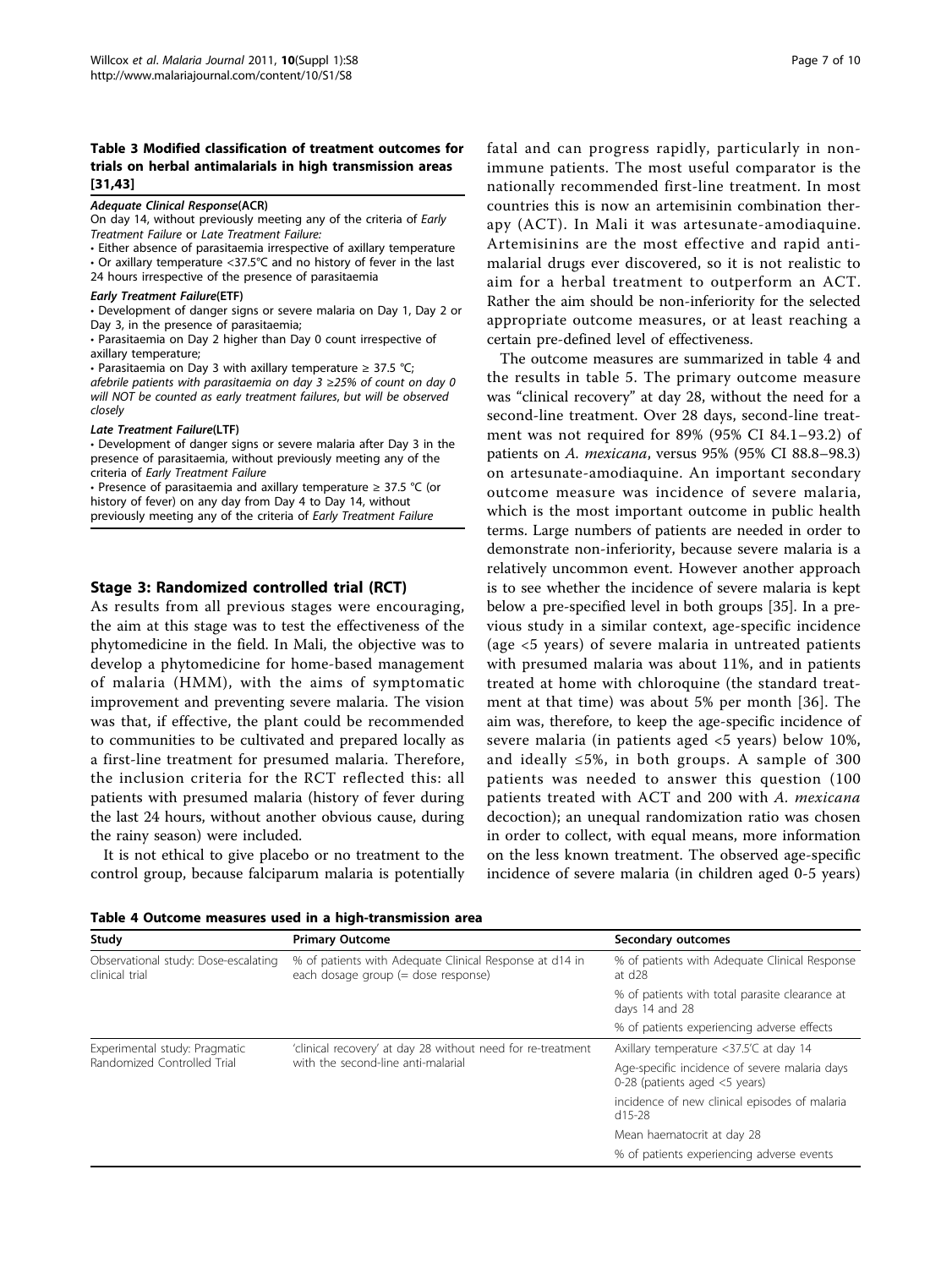**Table 3 Modified classification of treatment outcomes for trials on herbal antimalarials in high transmission areas [31,43]**

***Adequate Clinical Response*(ACR)**

On day 14, without previously meeting any of the criteria of *Early Treatment Failure* or *Late Treatment Failure:*

- Either absence of parasitaemia irrespective of axillary temperature
- Or axillary temperature <37.5°C and no history of fever in the last 24 hours irrespective of the presence of parasitaemia

***Early Treatment Failure*(ETF)**

- Development of danger signs or severe malaria on Day 1, Day 2 or Day 3, in the presence of parasitaemia;
- Parasitaemia on Day 2 higher than Day 0 count irrespective of axillary temperature;
- Parasitaemia on Day 3 with axillary temperature ≥ 37.5 °C;

*afebrile patients with parasitaemia on day 3 ≥25% of count on day 0 will NOT be counted as early treatment failures, but will be observed closely*

***Late Treatment Failure*(LTF)**

- Development of danger signs or severe malaria after Day 3 in the presence of parasitaemia, without previously meeting any of the criteria of *Early Treatment Failure*
- Presence of parasitaemia and axillary temperature ≥ 37.5 °C (or history of fever) on any day from Day 4 to Day 14, without previously meeting any of the criteria of *Early Treatment Failure*

## Stage 3: Randomized controlled trial (RCT)

As results from all previous stages were encouraging, the aim at this stage was to test the effectiveness of the phytomedicine in the field. In Mali, the objective was to develop a phytomedicine for home-based management of malaria (HMM), with the aims of symptomatic improvement and preventing severe malaria. The vision was that, if effective, the plant could be recommended to communities to be cultivated and prepared locally as a first-line treatment for presumed malaria. Therefore, the inclusion criteria for the RCT reflected this: all patients with presumed malaria (history of fever during the last 24 hours, without another obvious cause, during the rainy season) were included.

It is not ethical to give placebo or no treatment to the control group, because falciparum malaria is potentially fatal and can progress rapidly, particularly in non-immune patients. The most useful comparator is the nationally recommended first-line treatment. In most countries this is now an artemisinin combination therapy (ACT). In Mali it was artesunate-amodiaquine. Artemisinins are the most effective and rapid anti-malarial drugs ever discovered, so it is not realistic to aim for a herbal treatment to outperform an ACT. Rather the aim should be non-inferiority for the selected appropriate outcome measures, or at least reaching a certain pre-defined level of effectiveness.

The outcome measures are summarized in table 4 and the results in table 5. The primary outcome measure was "clinical recovery" at day 28, without the need for a second-line treatment. Over 28 days, second-line treatment was not required for 89% (95% CI 84.1–93.2) of patients on *A. mexicana*, versus 95% (95% CI 88.8–98.3) on artesunate-amodiaquine. An important secondary outcome measure was incidence of severe malaria, which is the most important outcome in public health terms. Large numbers of patients are needed in order to demonstrate non-inferiority, because severe malaria is a relatively uncommon event. However another approach is to see whether the incidence of severe malaria is kept below a pre-specified level in both groups [35]. In a previous study in a similar context, age-specific incidence (age <5 years) of severe malaria in untreated patients with presumed malaria was about 11%, and in patients treated at home with chloroquine (the standard treatment at that time) was about 5% per month [36]. The aim was, therefore, to keep the age-specific incidence of severe malaria (in patients aged <5 years) below 10%, and ideally ≤5%, in both groups. A sample of 300 patients was needed to answer this question (100 patients treated with ACT and 200 with *A. mexicana* decoction); an unequal randomization ratio was chosen in order to collect, with equal means, more information on the less known treatment. The observed age-specific incidence of severe malaria (in children aged 0-5 years)

**Table 4 Outcome measures used in a high-transmission area**

| Study | Primary Outcome | Secondary outcomes |
|---|---|---|
| Observational study: Dose-escalating clinical trial | % of patients with Adequate Clinical Response at d14 in each dosage group (= dose response) | % of patients with Adequate Clinical Response at d28 |
| | | % of patients with total parasite clearance at days 14 and 28 |
| | | % of patients experiencing adverse effects |
| Experimental study: Pragmatic Randomized Controlled Trial | 'clinical recovery' at day 28 without need for re-treatment with the second-line anti-malarial | Axillary temperature <37.5'C at day 14 |
| | | Age-specific incidence of severe malaria days 0-28 (patients aged <5 years) |
| | | incidence of new clinical episodes of malaria d15-28 |
| | | Mean haematocrit at day 28 |
| | | % of patients experiencing adverse events |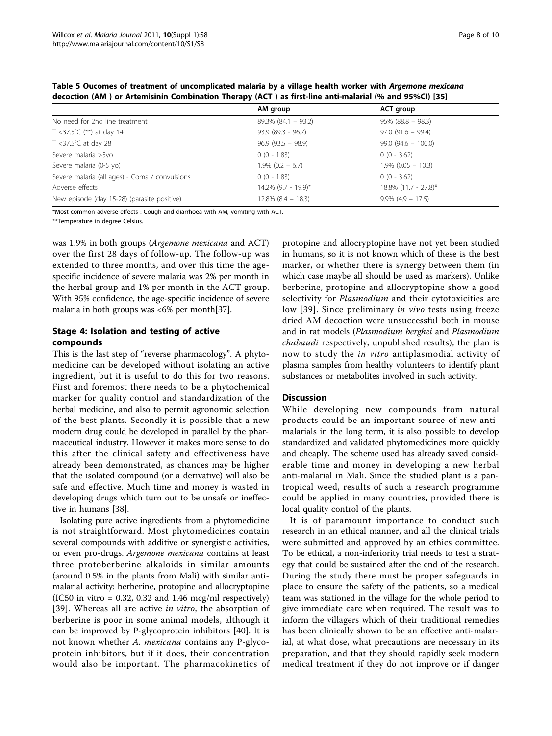**Table 5 Oucomes of treatment of uncomplicated malaria by a village health worker with *Argemone mexicana* decoction (AM ) or Artemisinin Combination Therapy (ACT ) as first-line anti-malarial (% and 95%CI) [35]**

| | AM group | ACT group |
|---|---|---|
| No need for 2nd line treatment | 89.3% (84.1 – 93.2) | 95% (88.8 – 98.3) |
| T <37.5°C (**) at day 14 | 93.9 (89.3 - 96.7) | 97.0 (91.6 – 99.4) |
| T <37.5°C at day 28 | 96.9 (93.5 – 98.9) | 99.0 (94.6 – 100.0) |
| Severe malaria >5yo | 0 (0 - 1.83) | 0 (0 - 3.62) |
| Severe malaria (0-5 yo) | 1.9% (0.2 – 6.7) | 1.9% (0.05 – 10.3) |
| Severe malaria (all ages) - Coma / convulsions | 0 (0 - 1.83) | 0 (0 - 3.62) |
| Adverse effects | 14.2% (9.7 - 19.9)* | 18.8% (11.7 - 27.8)* |
| New episode (day 15-28) (parasite positive) | 12.8% (8.4 – 18.3) | 9.9% (4.9 – 17.5) |

*Most common adverse effects : Cough and diarrhoea with AM, vomiting with ACT.

**Temperature in degree Celsius.

was 1.9% in both groups (*Argemone mexicana* and ACT) over the first 28 days of follow-up. The follow-up was extended to three months, and over this time the age-specific incidence of severe malaria was 2% per month in the herbal group and 1% per month in the ACT group. With 95% confidence, the age-specific incidence of severe malaria in both groups was <6% per month[37].

## Stage 4: Isolation and testing of active compounds

This is the last step of "reverse pharmacology". A phytomedicine can be developed without isolating an active ingredient, but it is useful to do this for two reasons. First and foremost there needs to be a phytochemical marker for quality control and standardization of the herbal medicine, and also to permit agronomic selection of the best plants. Secondly it is possible that a new modern drug could be developed in parallel by the pharmaceutical industry. However it makes more sense to do this after the clinical safety and effectiveness have already been demonstrated, as chances may be higher that the isolated compound (or a derivative) will also be safe and effective. Much time and money is wasted in developing drugs which turn out to be unsafe or ineffective in humans [38].

Isolating pure active ingredients from a phytomedicine is not straightforward. Most phytomedicines contain several compounds with additive or synergistic activities, or even pro-drugs. *Argemone mexicana* contains at least three protoberberine alkaloids in similar amounts (around 0.5% in the plants from Mali) with similar anti-malarial activity: berberine, protopine and allocryptopine (IC50 in vitro = 0.32, 0.32 and 1.46 mcg/ml respectively) [39]. Whereas all are active *in vitro*, the absorption of berberine is poor in some animal models, although it can be improved by P-glycoprotein inhibitors [40]. It is not known whether *A. mexicana* contains any P-glycoprotein inhibitors, but if it does, their concentration would also be important. The pharmacokinetics of protopine and allocryptopine have not yet been studied in humans, so it is not known which of these is the best marker, or whether there is synergy between them (in which case maybe all should be used as markers). Unlike berberine, protopine and allocryptopine show a good selectivity for *Plasmodium* and their cytotoxicities are low [39]. Since preliminary *in vivo* tests using freeze dried AM decoction were unsuccessful both in mouse and in rat models (*Plasmodium berghei* and *Plasmodium chabaudi* respectively, unpublished results), the plan is now to study the *in vitro* antiplasmodial activity of plasma samples from healthy volunteers to identify plant substances or metabolites involved in such activity.

## Discussion

While developing new compounds from natural products could be an important source of new anti-malarials in the long term, it is also possible to develop standardized and validated phytomedicines more quickly and cheaply. The scheme used has already saved considerable time and money in developing a new herbal anti-malarial in Mali. Since the studied plant is a pan-tropical weed, results of such a research programme could be applied in many countries, provided there is local quality control of the plants.

It is of paramount importance to conduct such research in an ethical manner, and all the clinical trials were submitted and approved by an ethics committee. To be ethical, a non-inferiority trial needs to test a strategy that could be sustained after the end of the research. During the study there must be proper safeguards in place to ensure the safety of the patients, so a medical team was stationed in the village for the whole period to give immediate care when required. The result was to inform the villagers which of their traditional remedies has been clinically shown to be an effective anti-malarial, at what dose, what precautions are necessary in its preparation, and that they should rapidly seek modern medical treatment if they do not improve or if danger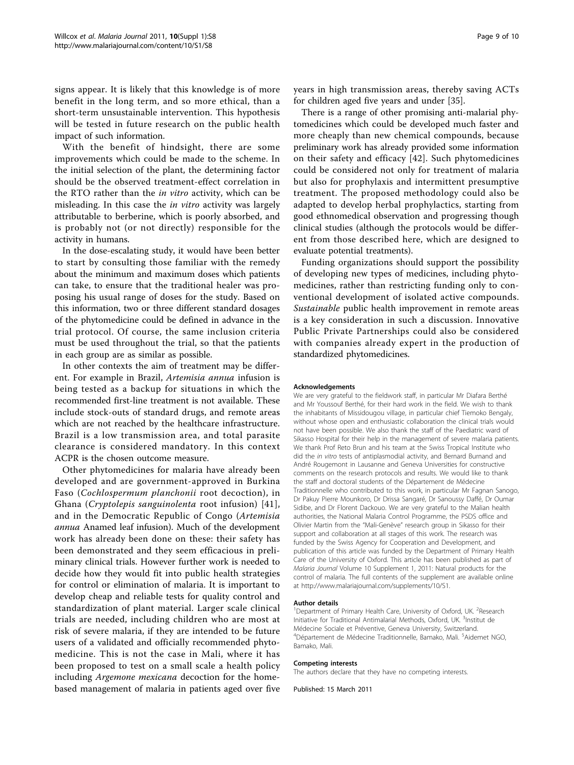signs appear. It is likely that this knowledge is of more benefit in the long term, and so more ethical, than a short-term unsustainable intervention. This hypothesis will be tested in future research on the public health impact of such information.

With the benefit of hindsight, there are some improvements which could be made to the scheme. In the initial selection of the plant, the determining factor should be the observed treatment-effect correlation in the RTO rather than the *in vitro* activity, which can be misleading. In this case the *in vitro* activity was largely attributable to berberine, which is poorly absorbed, and is probably not (or not directly) responsible for the activity in humans.

In the dose-escalating study, it would have been better to start by consulting those familiar with the remedy about the minimum and maximum doses which patients can take, to ensure that the traditional healer was proposing his usual range of doses for the study. Based on this information, two or three different standard dosages of the phytomedicine could be defined in advance in the trial protocol. Of course, the same inclusion criteria must be used throughout the trial, so that the patients in each group are as similar as possible.

In other contexts the aim of treatment may be different. For example in Brazil, *Artemisia annua* infusion is being tested as a backup for situations in which the recommended first-line treatment is not available. These include stock-outs of standard drugs, and remote areas which are not reached by the healthcare infrastructure. Brazil is a low transmission area, and total parasite clearance is considered mandatory. In this context ACPR is the chosen outcome measure.

Other phytomedicines for malaria have already been developed and are government-approved in Burkina Faso (*Cochlospermum planchonii* root decoction), in Ghana (*Cryptolepis sanguinolenta* root infusion) [41], and in the Democratic Republic of Congo (*Artemisia annua* Anamed leaf infusion). Much of the development work has already been done on these: their safety has been demonstrated and they seem efficacious in preliminary clinical trials. However further work is needed to decide how they would fit into public health strategies for control or elimination of malaria. It is important to develop cheap and reliable tests for quality control and standardization of plant material. Larger scale clinical trials are needed, including children who are most at risk of severe malaria, if they are intended to be future users of a validated and officially recommended phytomedicine. This is not the case in Mali, where it has been proposed to test on a small scale a health policy including *Argemone mexicana* decoction for the home-based management of malaria in patients aged over five years in high transmission areas, thereby saving ACTs for children aged five years and under [35].

There is a range of other promising anti-malarial phytomedicines which could be developed much faster and more cheaply than new chemical compounds, because preliminary work has already provided some information on their safety and efficacy [42]. Such phytomedicines could be considered not only for treatment of malaria but also for prophylaxis and intermittent presumptive treatment. The proposed methodology could also be adapted to develop herbal prophylactics, starting from good ethnomedical observation and progressing though clinical studies (although the protocols would be different from those described here, which are designed to evaluate potential treatments).

Funding organizations should support the possibility of developing new types of medicines, including phytomedicines, rather than restricting funding only to conventional development of isolated active compounds. *Sustainable* public health improvement in remote areas is a key consideration in such a discussion. Innovative Public Private Partnerships could also be considered with companies already expert in the production of standardized phytomedicines.

#### Acknowledgements

We are very grateful to the fieldwork staff, in particular Mr Diafara Berthé and Mr Youssouf Berthé, for their hard work in the field. We wish to thank the inhabitants of Missidougou village, in particular chief Tiemoko Bengaly, without whose open and enthusiastic collaboration the clinical trials would not have been possible. We also thank the staff of the Paediatric ward of Sikasso Hospital for their help in the management of severe malaria patients. We thank Prof Reto Brun and his team at the Swiss Tropical Institute who did the *in vitro* tests of antiplasmodial activity, and Bernard Burnand and André Rougemont in Lausanne and Geneva Universities for constructive comments on the research protocols and results. We would like to thank the staff and doctoral students of the Département de Médecine Traditionnelle who contributed to this work, in particular Mr Fagnan Sanogo, Dr Pakuy Pierre Mounkoro, Dr Drissa Sangaré, Dr Sanoussy Daffé, Dr Oumar Sidibe, and Dr Florent Dackouo. We are very grateful to the Malian health authorities, the National Malaria Control Programme, the PSDS office and Olivier Martin from the "Mali-Genève" research group in Sikasso for their support and collaboration at all stages of this work. The research was funded by the Swiss Agency for Cooperation and Development, and publication of this article was funded by the Department of Primary Health Care of the University of Oxford. This article has been published as part of *Malaria Journal* Volume 10 Supplement 1, 2011: Natural products for the control of malaria. The full contents of the supplement are available online at http://www.malariajournal.com/supplements/10/S1.

#### Author details

[1]Department of Primary Health Care, University of Oxford, UK. [2]Research Initiative for Traditional Antimalarial Methods, Oxford, UK. [3]Institut de Médecine Sociale et Préventive, Geneva University, Switzerland. [4]Département de Médecine Traditionnelle, Bamako, Mali. [5]Aidemet NGO, Bamako, Mali.

#### Competing interests

The authors declare that they have no competing interests.

Published: 15 March 2011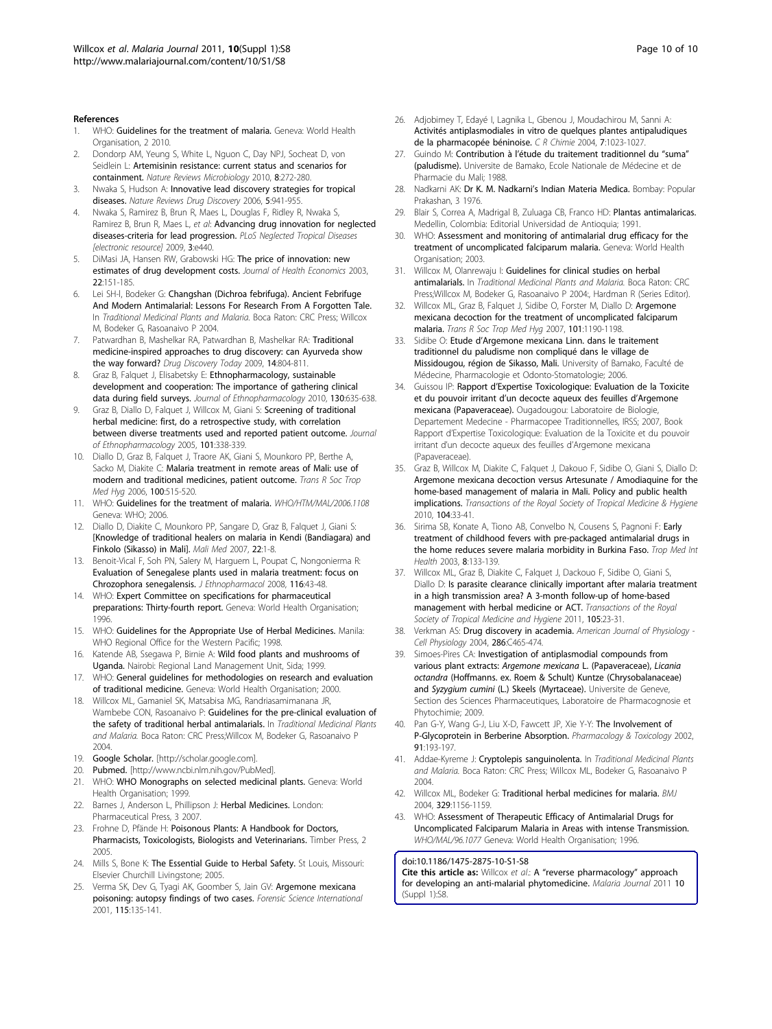## References

1. WHO: **Guidelines for the treatment of malaria.** Geneva: World Health Organisation, 2 2010.
2. Dondorp AM, Yeung S, White L, Nguon C, Day NPJ, Socheat D, von Seidlein L: **Artemisinin resistance: current status and scenarios for containment.** *Nature Reviews Microbiology* 2010, **8**:272-280.
3. Nwaka S, Hudson A: **Innovative lead discovery strategies for tropical diseases.** *Nature Reviews Drug Discovery* 2006, **5**:941-955.
4. Nwaka S, Ramirez B, Brun R, Maes L, Douglas F, Ridley R, Nwaka S, Ramirez B, Brun R, Maes L, *et al*: **Advancing drug innovation for neglected diseases-criteria for lead progression.** *PLoS Neglected Tropical Diseases [electronic resource]* 2009, **3**:e440.
5. DiMasi JA, Hansen RW, Grabowski HG: **The price of innovation: new estimates of drug development costs.** *Journal of Health Economics* 2003, **22**:151-185.
6. Lei SH-I, Bodeker G: **Changshan (Dichroa febrifuga). Ancient Febrifuge And Modern Antimalarial: Lessons For Research From A Forgotten Tale.** In *Traditional Medicinal Plants and Malaria.* Boca Raton: CRC Press; Willcox M, Bodeker G, Rasoanaivo P 2004.
7. Patwardhan B, Mashelkar RA, Patwardhan B, Mashelkar RA: **Traditional medicine-inspired approaches to drug discovery: can Ayurveda show the way forward?** *Drug Discovery Today* 2009, **14**:804-811.
8. Graz B, Falquet J, Elisabetsky E: **Ethnopharmacology, sustainable development and cooperation: The importance of gathering clinical data during field surveys.** *Journal of Ethnopharmacology* 2010, **130**:635-638.
9. Graz B, Diallo D, Falquet J, Willcox M, Giani S: **Screening of traditional herbal medicine: first, do a retrospective study, with correlation between diverse treatments used and reported patient outcome.** *Journal of Ethnopharmacology* 2005, **101**:338-339.
10. Diallo D, Graz B, Falquet J, Traore AK, Giani S, Mounkoro PP, Berthe A, Sacko M, Diakite C: **Malaria treatment in remote areas of Mali: use of modern and traditional medicines, patient outcome.** *Trans R Soc Trop Med Hyg* 2006, **100**:515-520.
11. WHO: **Guidelines for the treatment of malaria.** *WHO/HTM/MAL/2006.1108* Geneva: WHO; 2006.
12. Diallo D, Diakite C, Mounkoro PP, Sangare D, Graz B, Falquet J, Giani S: **[Knowledge of traditional healers on malaria in Kendi (Bandiagara) and Finkolo (Sikasso) in Mali].** *Mali Med* 2007, **22**:1-8.
13. Benoit-Vical F, Soh PN, Salery M, Harguem L, Poupat C, Nongonierma R: **Evaluation of Senegalese plants used in malaria treatment: focus on Chrozophora senegalensis.** *J Ethnopharmacol* 2008, **116**:43-48.
14. WHO: **Expert Committee on specifications for pharmaceutical preparations: Thirty-fourth report.** Geneva: World Health Organisation; 1996.
15. WHO: **Guidelines for the Appropriate Use of Herbal Medicines.** Manila: WHO Regional Office for the Western Pacific; 1998.
16. Katende AB, Ssegawa P, Birnie A: **Wild food plants and mushrooms of Uganda.** Nairobi: Regional Land Management Unit, Sida; 1999.
17. WHO: **General guidelines for methodologies on research and evaluation of traditional medicine.** Geneva: World Health Organisation; 2000.
18. Willcox ML, Gamaniel SK, Matsabisa MG, Randriasamimanana JR, Wambebe CON, Rasoanaivo P: **Guidelines for the pre-clinical evaluation of the safety of traditional herbal antimalarials.** In *Traditional Medicinal Plants and Malaria.* Boca Raton: CRC Press;Willcox M, Bodeker G, Rasoanaivo P 2004.
19. **Google Scholar.** [http://scholar.google.com].
20. **Pubmed.** [http://www.ncbi.nlm.nih.gov/PubMed].
21. WHO: **WHO Monographs on selected medicinal plants.** Geneva: World Health Organisation; 1999.
22. Barnes J, Anderson L, Phillipson J: **Herbal Medicines.** London: Pharmaceutical Press, 3 2007.
23. Frohne D, Pfände H: **Poisonous Plants: A Handbook for Doctors, Pharmacists, Toxicologists, Biologists and Veterinarians.** Timber Press, 2 2005.
24. Mills S, Bone K: **The Essential Guide to Herbal Safety.** St Louis, Missouri: Elsevier Churchill Livingstone; 2005.
25. Verma SK, Dev G, Tyagi AK, Goomber S, Jain GV: **Argemone mexicana poisoning: autopsy findings of two cases.** *Forensic Science International* 2001, **115**:135-141.
26. Adjobimey T, Edayé I, Lagnika L, Gbenou J, Moudachirou M, Sanni A: **Activités antiplasmodiales in vitro de quelques plantes antipaludiques de la pharmacopée béninoise.** *C R Chimie* 2004, **7**:1023-1027.
27. Guindo M: **Contribution à l'étude du traitement traditionnel du "suma" (paludisme).** Universite de Bamako, Ecole Nationale de Médecine et de Pharmacie du Mali; 1988.
28. Nadkarni AK: **Dr K. M. Nadkarni's Indian Materia Medica.** Bombay: Popular Prakashan, 3 1976.
29. Blair S, Correa A, Madrigal B, Zuluaga CB, Franco HD: **Plantas antimalaricas.** Medellin, Colombia: Editorial Universidad de Antioquia; 1991.
30. WHO: **Assessment and monitoring of antimalarial drug efficacy for the treatment of uncomplicated falciparum malaria.** Geneva: World Health Organisation; 2003.
31. Willcox M, Olanrewaju I: **Guidelines for clinical studies on herbal antimalarials.** In *Traditional Medicinal Plants and Malaria.* Boca Raton: CRC Press;Willcox M, Bodeker G, Rasoanaivo P 2004:, Hardman R (Series Editor).
32. Willcox ML, Graz B, Falquet J, Sidibe O, Forster M, Diallo D: **Argemone mexicana decoction for the treatment of uncomplicated falciparum malaria.** *Trans R Soc Trop Med Hyg* 2007, **101**:1190-1198.
33. Sidibe O: **Etude d'Argemone mexicana Linn. dans le traitement traditionnel du paludisme non compliqué dans le village de Missidougou, région de Sikasso, Mali.** University of Bamako, Faculté de Médecine, Pharmacologie et Odonto-Stomatologie; 2006.
34. Guissou IP: **Rapport d'Expertise Toxicologique: Evaluation de la Toxicite et du pouvoir irritant d'un decocte aqueux des feuilles d'Argemone mexicana (Papaveraceae).** Ougadougou: Laboratoire de Biologie, Departement Medecine - Pharmacopee Traditionnelles, IRSS; 2007, Book Rapport d'Expertise Toxicologique: Evaluation de la Toxicite et du pouvoir irritant d'un decocte aqueux des feuilles d'Argemone mexicana (Papaveraceae).
35. Graz B, Willcox M, Diakite C, Falquet J, Dakouo F, Sidibe O, Giani S, Diallo D: **Argemone mexicana decoction versus Artesunate / Amodiaquine for the home-based management of malaria in Mali. Policy and public health implications.** *Transactions of the Royal Society of Tropical Medicine & Hygiene* 2010, **104**:33-41.
36. Sirima SB, Konate A, Tiono AB, Convelbo N, Cousens S, Pagnoni F: **Early treatment of childhood fevers with pre-packaged antimalarial drugs in the home reduces severe malaria morbidity in Burkina Faso.** *Trop Med Int Health* 2003, **8**:133-139.
37. Willcox ML, Graz B, Diakite C, Falquet J, Dackouo F, Sidibe O, Giani S, Diallo D: **Is parasite clearance clinically important after malaria treatment in a high transmission area? A 3-month follow-up of home-based management with herbal medicine or ACT.** *Transactions of the Royal Society of Tropical Medicine and Hygiene* 2011, **105**:23-31.
38. Verkman AS: **Drug discovery in academia.** *American Journal of Physiology - Cell Physiology* 2004, **286**:C465-474.
39. Simoes-Pires CA: **Investigation of antiplasmodial compounds from various plant extracts: *Argemone mexicana* L. (Papaveraceae), *Licania octandra* (Hoffmanns. ex. Roem & Schult) Kuntze (Chrysobalanaceae) and *Syzygium cumini* (L.) Skeels (Myrtaceae).** Universite de Geneve, Section des Sciences Pharmaceutiques, Laboratoire de Pharmacognosie et Phytochimie; 2009.
40. Pan G-Y, Wang G-J, Liu X-D, Fawcett JP, Xie Y-Y: **The Involvement of P-Glycoprotein in Berberine Absorption.** *Pharmacology & Toxicology* 2002, **91**:193-197.
41. Addae-Kyereme J: **Cryptolepis sanguinolenta.** In *Traditional Medicinal Plants and Malaria.* Boca Raton: CRC Press; Willcox ML, Bodeker G, Rasoanaivo P 2004.
42. Willcox ML, Bodeker G: **Traditional herbal medicines for malaria.** *BMJ* 2004, **329**:1156-1159.
43. WHO: **Assessment of Therapeutic Efficacy of Antimalarial Drugs for Uncomplicated Falciparum Malaria in Areas with intense Transmission.** *WHO/MAL/96.1077* Geneva: World Health Organisation; 1996.

doi:10.1186/1475-2875-10-S1-S8

**Cite this article as:** Willcox *et al.*: A "reverse pharmacology" approach for developing an anti-malarial phytomedicine. *Malaria Journal* 2011 **10** (Suppl 1):S8.